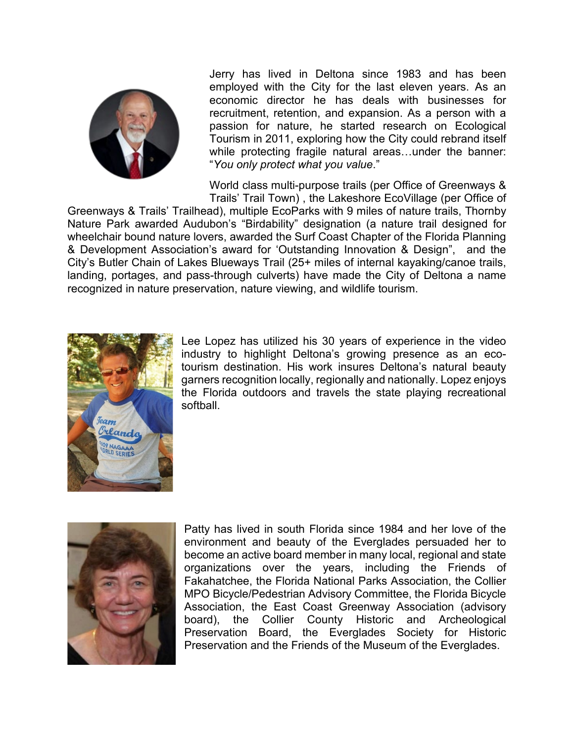Jerry has lived in Deltona since 1983 and has been employed with the City for the last eleven years. As an economic director he has deals with businesses for recruitment, retention, and expansion. As a person with a passion for nature, he started research on Ecological Tourism in 2011, exploring how the City could rebrand itself while protecting fragile natural areas…under the banner: "*You only protect what you value*."

World class multi-purpose trails (per Office of Greenways & Trails' Trail Town) , the Lakeshore EcoVillage (per Office of Greenways & Trails' Trailhead), multiple EcoParks with 9 miles of nature trails, Thornby Nature Park awarded Audubon's "Birdability" designation (a nature trail designed for wheelchair bound nature lovers, awarded the Surf Coast Chapter of the Florida Planning & Development Association's award for 'Outstanding Innovation & Design", and the City's Butler Chain of Lakes Blueways Trail (25+ miles of internal kayaking/canoe trails, landing, portages, and pass-through culverts) have made the City of Deltona a name recognized in nature preservation, nature viewing, and wildlife tourism.

Lee Lopez has utilized his 30 years of experience in the video industry to highlight Deltona's growing presence as an eco-tourism destination. His work insures Deltona's natural beauty garners recognition locally, regionally and nationally. Lopez enjoys the Florida outdoors and travels the state playing recreational softball.

Patty has lived in south Florida since 1984 and her love of the environment and beauty of the Everglades persuaded her to become an active board member in many local, regional and state organizations over the years, including the Friends of Fakahatchee, the Florida National Parks Association, the Collier MPO Bicycle/Pedestrian Advisory Committee, the Florida Bicycle Association, the East Coast Greenway Association (advisory board), the Collier County Historic and Archeological Preservation Board, the Everglades Society for Historic Preservation and the Friends of the Museum of the Everglades.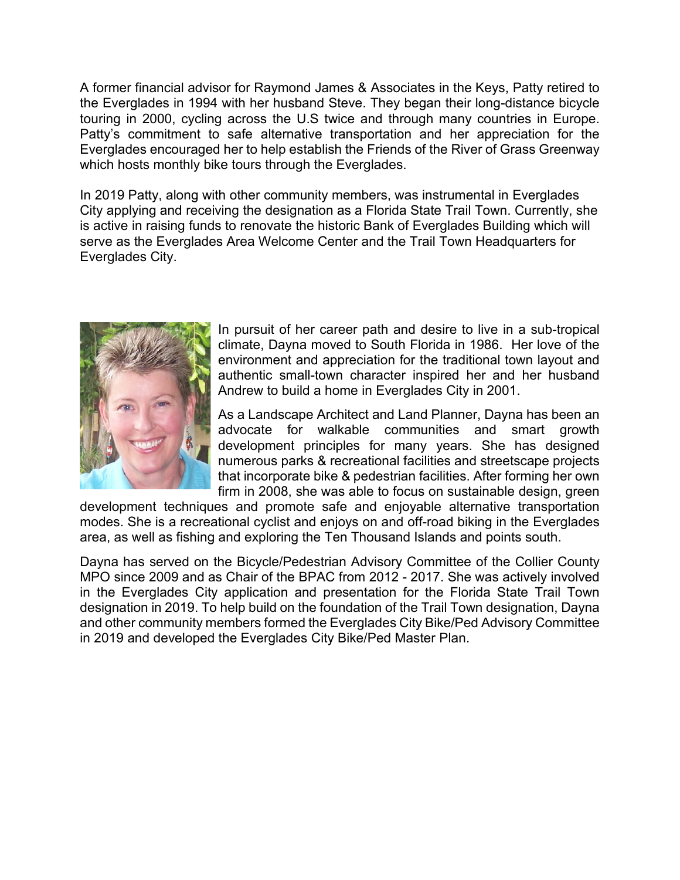A former financial advisor for Raymond James & Associates in the Keys, Patty retired to the Everglades in 1994 with her husband Steve. They began their long-distance bicycle touring in 2000, cycling across the U.S twice and through many countries in Europe. Patty's commitment to safe alternative transportation and her appreciation for the Everglades encouraged her to help establish the Friends of the River of Grass Greenway which hosts monthly bike tours through the Everglades.

In 2019 Patty, along with other community members, was instrumental in Everglades City applying and receiving the designation as a Florida State Trail Town. Currently, she is active in raising funds to renovate the historic Bank of Everglades Building which will serve as the Everglades Area Welcome Center and the Trail Town Headquarters for Everglades City.

In pursuit of her career path and desire to live in a sub-tropical climate, Dayna moved to South Florida in 1986. Her love of the environment and appreciation for the traditional town layout and authentic small-town character inspired her and her husband Andrew to build a home in Everglades City in 2001.

As a Landscape Architect and Land Planner, Dayna has been an advocate for walkable communities and smart growth development principles for many years. She has designed numerous parks & recreational facilities and streetscape projects that incorporate bike & pedestrian facilities. After forming her own firm in 2008, she was able to focus on sustainable design, green development techniques and promote safe and enjoyable alternative transportation modes. She is a recreational cyclist and enjoys on and off-road biking in the Everglades area, as well as fishing and exploring the Ten Thousand Islands and points south.

Dayna has served on the Bicycle/Pedestrian Advisory Committee of the Collier County MPO since 2009 and as Chair of the BPAC from 2012 - 2017. She was actively involved in the Everglades City application and presentation for the Florida State Trail Town designation in 2019. To help build on the foundation of the Trail Town designation, Dayna and other community members formed the Everglades City Bike/Ped Advisory Committee in 2019 and developed the Everglades City Bike/Ped Master Plan.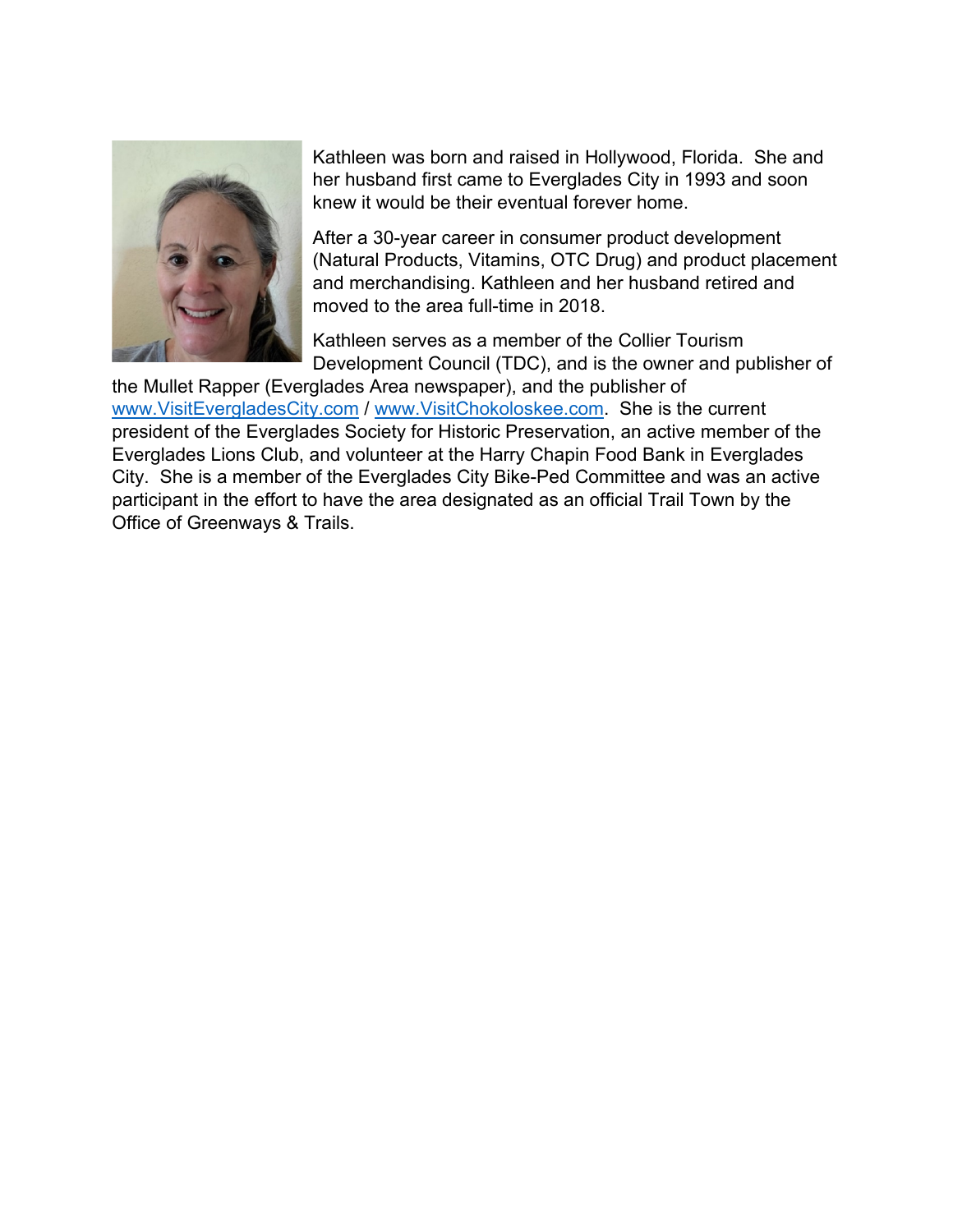Kathleen was born and raised in Hollywood, Florida. She and her husband first came to Everglades City in 1993 and soon knew it would be their eventual forever home.

After a 30-year career in consumer product development (Natural Products, Vitamins, OTC Drug) and product placement and merchandising. Kathleen and her husband retired and moved to the area full-time in 2018.

Kathleen serves as a member of the Collier Tourism Development Council (TDC), and is the owner and publisher of the Mullet Rapper (Everglades Area newspaper), and the publisher of www.VisitEvergladesCity.com / www.VisitChokoloskee.com. She is the current president of the Everglades Society for Historic Preservation, an active member of the Everglades Lions Club, and volunteer at the Harry Chapin Food Bank in Everglades City. She is a member of the Everglades City Bike-Ped Committee and was an active participant in the effort to have the area designated as an official Trail Town by the Office of Greenways & Trails.